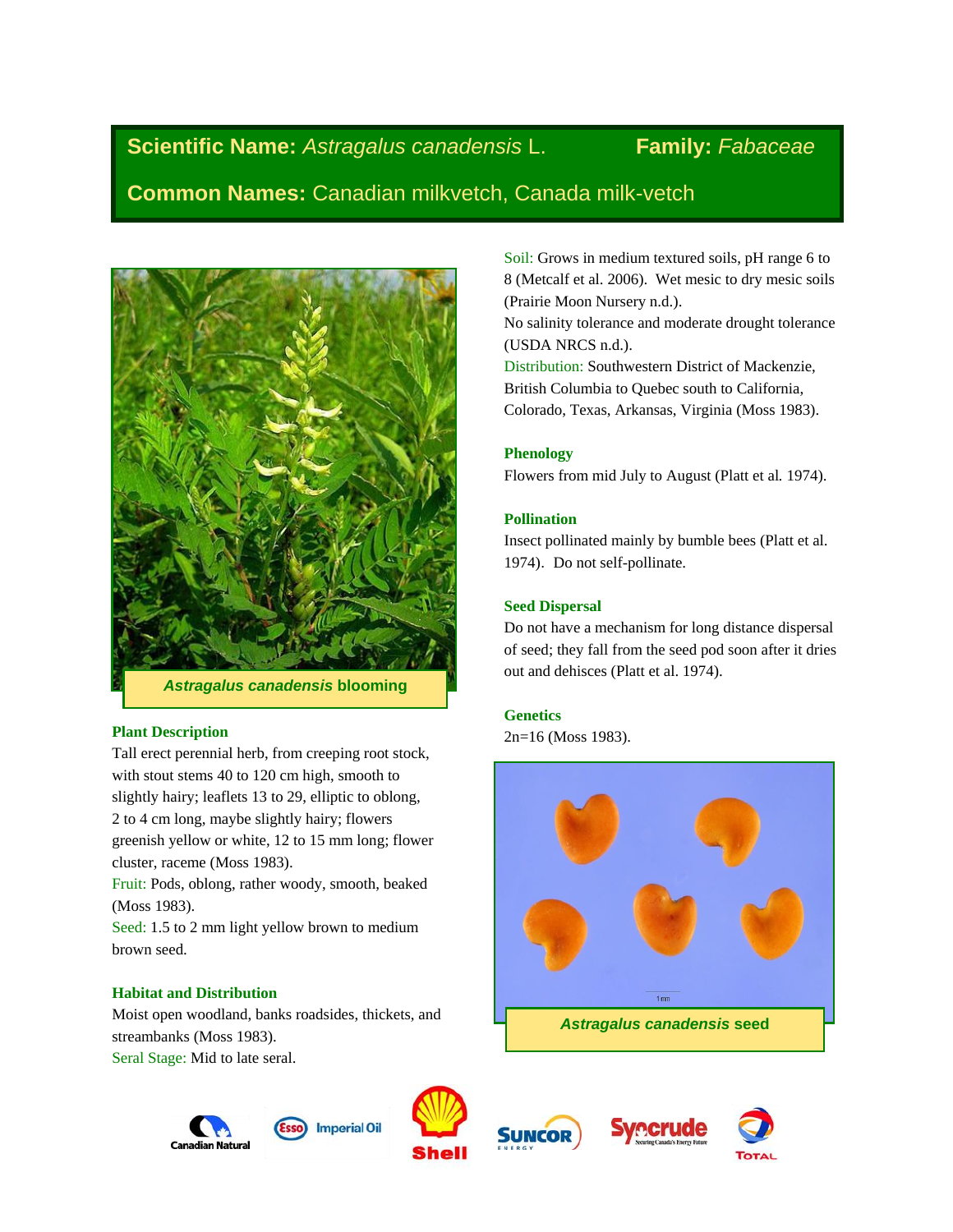**Scientific Name:** *Astragalus canadensis* L. **Family:** *Fabaceae*

**Common Names:** Canadian milkvetch, Canada milk-vetch

*Astragalus canadensis* blooming

### Plant Description

Tall erect perennial herb, from creeping root stock, with stout stems 40 to 120 cm high, smooth to slightly hairy; leaflets 13 to 29, elliptic to oblong, 2 to 4 cm long, maybe slightly hairy; flowers greenish yellow or white, 12 to 15 mm long; flower cluster, raceme (Moss 1983).

Fruit: Pods, oblong, rather woody, smooth, beaked (Moss 1983).

Seed: 1.5 to 2 mm light yellow brown to medium brown seed.

### Habitat and Distribution

Moist open woodland, banks roadsides, thickets, and streambanks (Moss 1983).

Seral Stage: Mid to late seral.

Soil: Grows in medium textured soils, pH range 6 to 8 (Metcalf et al. 2006). Wet mesic to dry mesic soils (Prairie Moon Nursery n.d.).

No salinity tolerance and moderate drought tolerance (USDA NRCS n.d.).

Distribution: Southwestern District of Mackenzie, British Columbia to Quebec south to California, Colorado, Texas, Arkansas, Virginia (Moss 1983).

### Phenology

Flowers from mid July to August (Platt et al. 1974).

### Pollination

Insect pollinated mainly by bumble bees (Platt et al. 1974). Do not self-pollinate.

### Seed Dispersal

Do not have a mechanism for long distance dispersal of seed; they fall from the seed pod soon after it dries out and dehisces (Platt et al. 1974).

### Genetics

2n=16 (Moss 1983).

*Astragalus canadensis* seed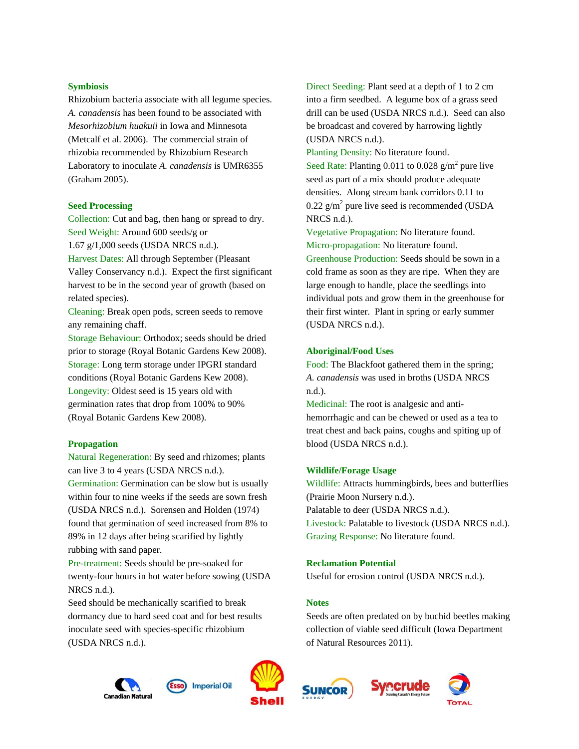## Symbiosis

Rhizobium bacteria associate with all legume species. *A. canadensis* has been found to be associated with *Mesorhizobium huakuii* in Iowa and Minnesota (Metcalf et al. 2006). The commercial strain of rhizobia recommended by Rhizobium Research Laboratory to inoculate *A. canadensis* is UMR6355 (Graham 2005).

## Seed Processing

Collection: Cut and bag, then hang or spread to dry.
Seed Weight: Around 600 seeds/g or 1.67 g/1,000 seeds (USDA NRCS n.d.).
Harvest Dates: All through September (Pleasant Valley Conservancy n.d.). Expect the first significant harvest to be in the second year of growth (based on related species).
Cleaning: Break open pods, screen seeds to remove any remaining chaff.
Storage Behaviour: Orthodox; seeds should be dried prior to storage (Royal Botanic Gardens Kew 2008).
Storage: Long term storage under IPGRI standard conditions (Royal Botanic Gardens Kew 2008).
Longevity: Oldest seed is 15 years old with germination rates that drop from 100% to 90% (Royal Botanic Gardens Kew 2008).

## Propagation

Natural Regeneration: By seed and rhizomes; plants can live 3 to 4 years (USDA NRCS n.d.).
Germination: Germination can be slow but is usually within four to nine weeks if the seeds are sown fresh (USDA NRCS n.d.). Sorensen and Holden (1974) found that germination of seed increased from 8% to 89% in 12 days after being scarified by lightly rubbing with sand paper.
Pre-treatment: Seeds should be pre-soaked for twenty-four hours in hot water before sowing (USDA NRCS n.d.).
Seed should be mechanically scarified to break dormancy due to hard seed coat and for best results inoculate seed with species-specific rhizobium (USDA NRCS n.d.).
Direct Seeding: Plant seed at a depth of 1 to 2 cm into a firm seedbed. A legume box of a grass seed drill can be used (USDA NRCS n.d.). Seed can also be broadcast and covered by harrowing lightly (USDA NRCS n.d.).
Planting Density: No literature found.
Seed Rate: Planting 0.011 to 0.028 g/m$^2$ pure live seed as part of a mix should produce adequate densities. Along stream bank corridors 0.11 to 0.22 g/m$^2$ pure live seed is recommended (USDA NRCS n.d.).
Vegetative Propagation: No literature found.
Micro-propagation: No literature found.
Greenhouse Production: Seeds should be sown in a cold frame as soon as they are ripe. When they are large enough to handle, place the seedlings into individual pots and grow them in the greenhouse for their first winter. Plant in spring or early summer (USDA NRCS n.d.).

## Aboriginal/Food Uses

Food: The Blackfoot gathered them in the spring; *A. canadensis* was used in broths (USDA NRCS n.d.).
Medicinal: The root is analgesic and anti-hemorrhagic and can be chewed or used as a tea to treat chest and back pains, coughs and spiting up of blood (USDA NRCS n.d.).

## Wildlife/Forage Usage

Wildlife: Attracts hummingbirds, bees and butterflies (Prairie Moon Nursery n.d.).
Palatable to deer (USDA NRCS n.d.).
Livestock: Palatable to livestock (USDA NRCS n.d.).
Grazing Response: No literature found.

## Reclamation Potential

Useful for erosion control (USDA NRCS n.d.).

## Notes

Seeds are often predated on by buchid beetles making collection of viable seed difficult (Iowa Department of Natural Resources 2011).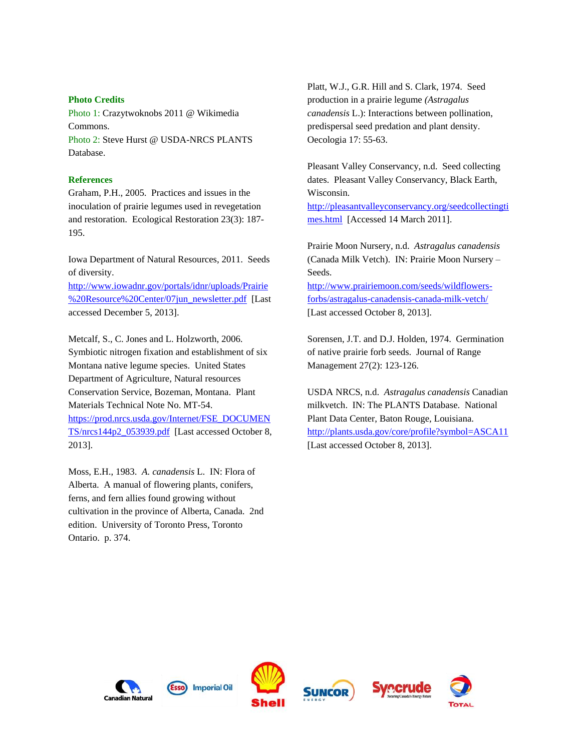### Photo Credits

Photo 1: Crazytwoknobs 2011 @ Wikimedia Commons.
Photo 2: Steve Hurst @ USDA-NRCS PLANTS Database.

### References

Graham, P.H., 2005. Practices and issues in the inoculation of prairie legumes used in revegetation and restoration. Ecological Restoration 23(3): 187-195.

Iowa Department of Natural Resources, 2011. Seeds of diversity. http://www.iowadnr.gov/portals/idnr/uploads/Prairie%20Resource%20Center/07jun_newsletter.pdf [Last accessed December 5, 2013].

Metcalf, S., C. Jones and L. Holzworth, 2006. Symbiotic nitrogen fixation and establishment of six Montana native legume species. United States Department of Agriculture, Natural resources Conservation Service, Bozeman, Montana. Plant Materials Technical Note No. MT-54. https://prod.nrcs.usda.gov/Internet/FSE_DOCUMENTS/nrcs144p2_053939.pdf [Last accessed October 8, 2013].

Moss, E.H., 1983. *A. canadensis* L. IN: Flora of Alberta. A manual of flowering plants, conifers, ferns, and fern allies found growing without cultivation in the province of Alberta, Canada. 2nd edition. University of Toronto Press, Toronto Ontario. p. 374.

Platt, W.J., G.R. Hill and S. Clark, 1974. Seed production in a prairie legume (*Astragalus canadensis* L.): Interactions between pollination, predispersal seed predation and plant density. Oecologia 17: 55-63.

Pleasant Valley Conservancy, n.d. Seed collecting dates. Pleasant Valley Conservancy, Black Earth, Wisconsin. http://pleasantvalleyconservancy.org/seedcollectingtimes.html [Accessed 14 March 2011].

Prairie Moon Nursery, n.d. *Astragalus canadensis* (Canada Milk Vetch). IN: Prairie Moon Nursery – Seeds. http://www.prairiemoon.com/seeds/wildflowers-forbs/astragalus-canadensis-canada-milk-vetch/ [Last accessed October 8, 2013].

Sorensen, J.T. and D.J. Holden, 1974. Germination of native prairie forb seeds. Journal of Range Management 27(2): 123-126.

USDA NRCS, n.d. *Astragalus canadensis* Canadian milkvetch. IN: The PLANTS Database. National Plant Data Center, Baton Rouge, Louisiana. http://plants.usda.gov/core/profile?symbol=ASCA11 [Last accessed October 8, 2013].